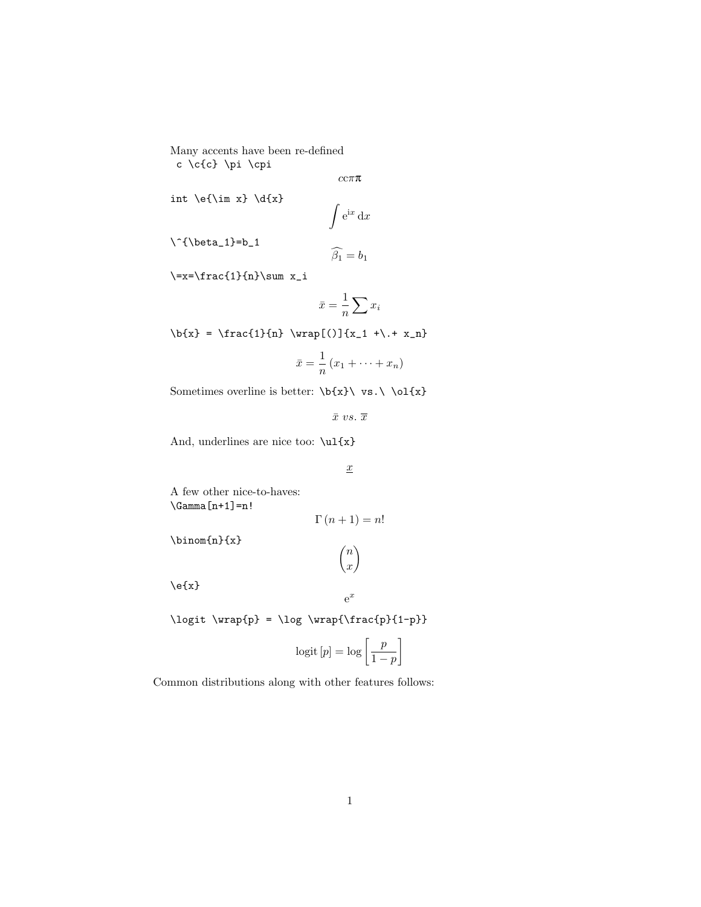Many accents have been re-defined

```
c \c{c} \pi \cpi
```

$$c c \pi \boldsymbol{\pi}$$

```
int \e{\im x} \d{x}
```

$$\int \mathrm{e}^{\mathrm{i}x} \,\mathrm{d}x$$

```
\^{\beta_1}=b_1
```

$$\widehat{\beta_1} = b_1$$

```
\=x=\frac{1}{n}\sum x_i
```

$$\bar{x} = \frac{1}{n} \sum x_i$$

```
\b{x} = \frac{1}{n} \wrap[()]{x_1 +\.+ x_n}
```

$$\bar{x} = \frac{1}{n} \left(x_1 + \cdots + x_n\right)$$

Sometimes overline is better: `\b{x}\ vs.\ \ol{x}`

$$\bar{x}\ vs.\ \overline{x}$$

And, underlines are nice too: `\ul{x}`

$$\underline{x}$$

A few other nice-to-haves:

```
\Gamma[n+1]=n!
```

$$\Gamma\left(n+1\right) = n!$$

```
\binom{n}{x}
```

$$\binom{n}{x}$$

```
\e{x}
```

$$\mathrm{e}^{x}$$

```
\logit \wrap{p} = \log \wrap{\frac{p}{1-p}}
```

$$\mathrm{logit}\left[p\right] = \log\left[\frac{p}{1-p}\right]$$

Common distributions along with other features follows: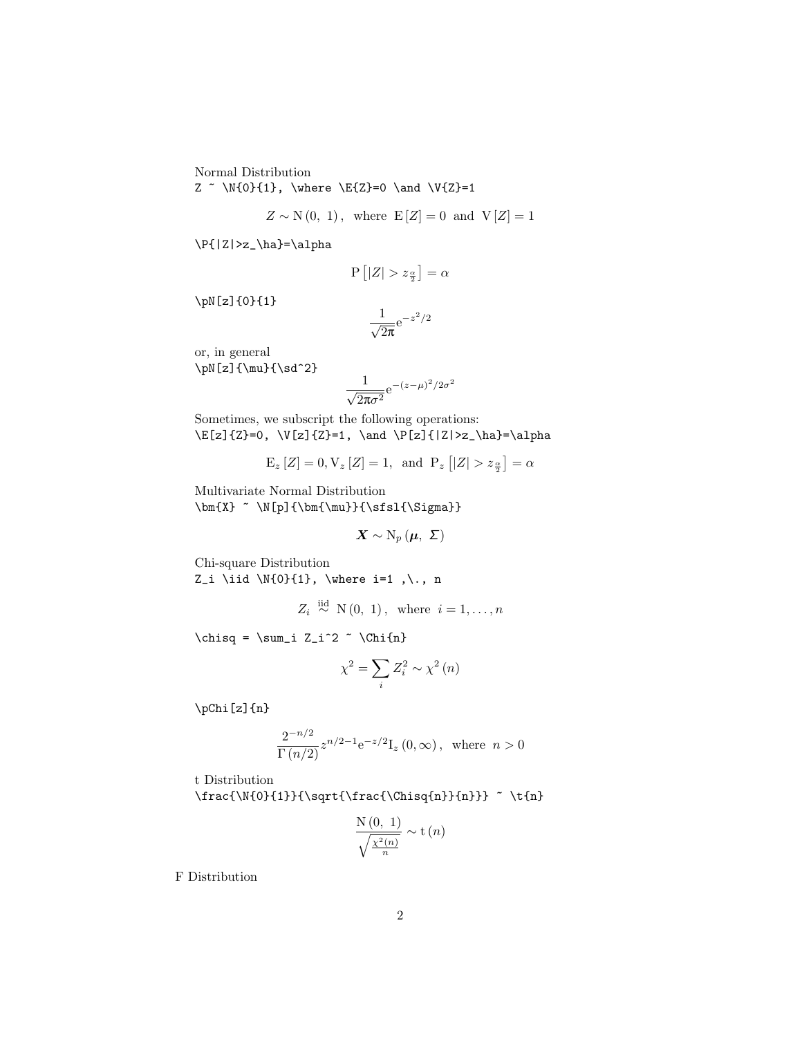Normal Distribution

```
Z ~ \N{0}{1}, \where \E{Z}=0 \and \V{Z}=1
```

$$Z \sim \mathrm{N}\left(0,\ 1\right),\ \text{ where }\ \mathrm{E}\left[Z\right]=0\ \text{ and }\ \mathrm{V}\left[Z\right]=1$$

```
\P{|Z|>z_\ha}=\alpha
```

$$\mathrm{P}\left[|Z|>z_{\frac{\alpha}{2}}\right]=\alpha$$

```
\pN[z]{0}{1}
```

$$\frac{1}{\sqrt{2\pi}}\mathrm{e}^{-z^2/2}$$

or, in general

```
\pN[z]{\mu}{\sd^2}
```

$$\frac{1}{\sqrt{2\pi\sigma^2}}\mathrm{e}^{-(z-\mu)^2/2\sigma^2}$$

Sometimes, we subscript the following operations:

```
\E[z]{Z}=0, \V[z]{Z}=1, \and \P[z]{|Z|>z_\ha}=\alpha
```

$$\mathrm{E}_z\left[Z\right]=0, \mathrm{V}_z\left[Z\right]=1,\ \text{ and }\ \mathrm{P}_z\left[|Z|>z_{\frac{\alpha}{2}}\right]=\alpha$$

Multivariate Normal Distribution

```
\bm{X} ~ \N[p]{\bm{\mu}}{\sfsl{\Sigma}}
```

$$\boldsymbol{X} \sim \mathrm{N}_p\left(\boldsymbol{\mu},\ \mathit{\Sigma}\right)$$

Chi-square Distribution

```
Z_i \iid \N{0}{1}, \where i=1 ,\., n
```

$$Z_i \overset{\text{iid}}{\sim} \mathrm{N}\left(0,\ 1\right),\ \text{ where }\ i=1,\ldots,n$$

```
\chisq = \sum_i Z_i^2 ~ \Chi{n}
```

$$\chi^2=\sum_i Z_i^2 \sim \chi^2\left(n\right)$$

```
\pChi[z]{n}
```

$$\frac{2^{-n/2}}{\Gamma\left(n/2\right)}z^{n/2-1}\mathrm{e}^{-z/2}\mathrm{I}_z\left(0,\infty\right),\ \text{ where }\ n>0$$

t Distribution

```
\frac{\N{0}{1}}{\sqrt{\frac{\Chisq{n}}{n}}} ~ \t{n}
```

$$\frac{\mathrm{N}\left(0,\ 1\right)}{\sqrt{\frac{\chi^2(n)}{n}}} \sim \mathrm{t}\left(n\right)$$

F Distribution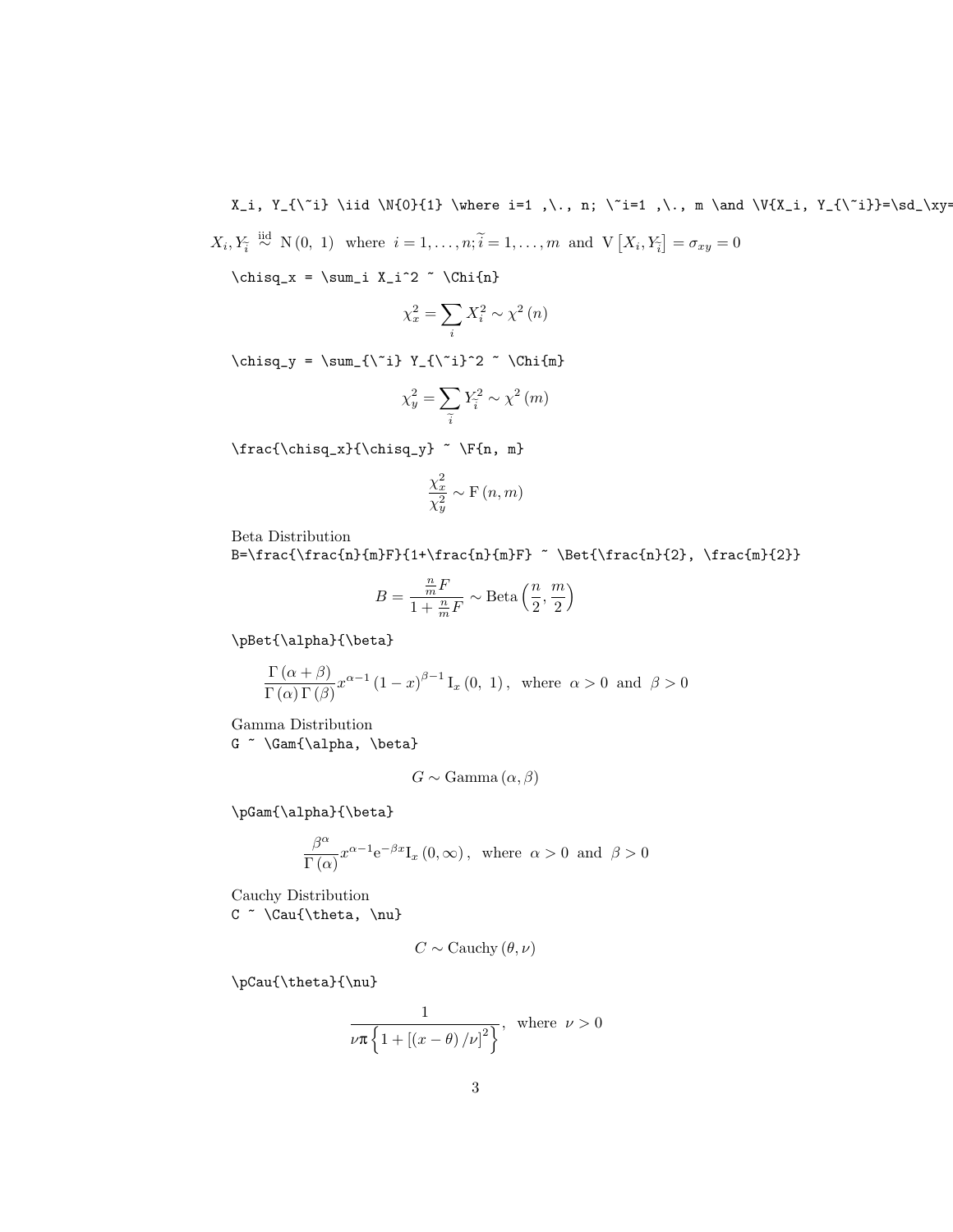```
X_i, Y_{\~i} \iid \N{0}{1} \where i=1 ,\., n; \~i=1 ,\., m \and \V{X_i, Y_{\~i}}=\sd_\xy=
```

$$X_i, Y_{\tilde{i}} \overset{\text{iid}}{\sim} \text{N}\left(0,\ 1\right) \text{ where } i=1,\ldots,n; \tilde{i}=1,\ldots,m \text{ and } \text{V}\left[X_i, Y_{\tilde{i}}\right] = \sigma_{xy} = 0$$

```
\chisq_x = \sum_i X_i^2 ~ \Chi{n}
```

$$\chi^2_x = \sum_i X_i^2 \sim \chi^2\left(n\right)$$

```
\chisq_y = \sum_{\~i} Y_{\~i}^2 ~ \Chi{m}
```

$$\chi^2_y = \sum_{\tilde{i}} Y_{\tilde{i}}^2 \sim \chi^2\left(m\right)$$

```
\frac{\chisq_x}{\chisq_y} ~ \F{n, m}
```

$$\frac{\chi^2_x}{\chi^2_y} \sim \text{F}\left(n, m\right)$$

Beta Distribution

```
B=\frac{\frac{n}{m}F}{1+\frac{n}{m}F} ~ \Bet{\frac{n}{2}, \frac{m}{2}}
```

$$B = \frac{\frac{n}{m}F}{1+\frac{n}{m}F} \sim \text{Beta}\left(\frac{n}{2}, \frac{m}{2}\right)$$

```
\pBet{\alpha}{\beta}
```

$$\frac{\Gamma\left(\alpha+\beta\right)}{\Gamma\left(\alpha\right)\Gamma\left(\beta\right)} x^{\alpha-1}\left(1-x\right)^{\beta-1} \text{I}_x\left(0,\ 1\right), \text{ where } \alpha > 0 \text{ and } \beta > 0$$

Gamma Distribution

```
G ~ \Gam{\alpha, \beta}
```

$$G \sim \text{Gamma}\left(\alpha, \beta\right)$$

```
\pGam{\alpha}{\beta}
```

$$\frac{\beta^\alpha}{\Gamma\left(\alpha\right)} x^{\alpha-1} \text{e}^{-\beta x} \text{I}_x\left(0, \infty\right), \text{ where } \alpha > 0 \text{ and } \beta > 0$$

Cauchy Distribution

```
C ~ \Cau{\theta, \nu}
```

$$C \sim \text{Cauchy}\left(\theta, \nu\right)$$

```
\pCau{\theta}{\nu}
```

$$\frac{1}{\nu\pi\left\{1+\left[\left(x-\theta\right)/\nu\right]^2\right\}}, \text{ where } \nu > 0$$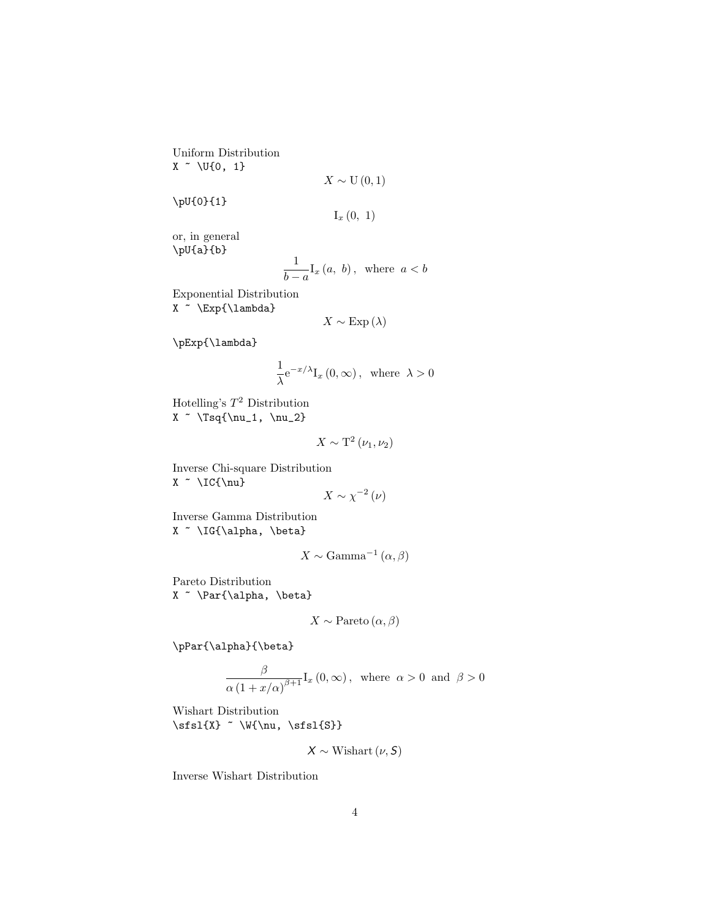Uniform Distribution

`X ~ \U{0, 1}`

$$X \sim \mathrm{U}\left(0, 1\right)$$

`\pU{0}{1}`

$$\mathrm{I}_x\left(0,\ 1\right)$$

or, in general

`\pU{a}{b}`

$$\frac{1}{b-a}\mathrm{I}_x\left(a,\ b\right),\ \text{ where }\ a < b$$

Exponential Distribution

`X ~ \Exp{\lambda}`

$$X \sim \mathrm{Exp}\left(\lambda\right)$$

`\pExp{\lambda}`

$$\frac{1}{\lambda}\mathrm{e}^{-x/\lambda}\mathrm{I}_x\left(0, \infty\right),\ \text{ where }\ \lambda > 0$$

Hotelling's $T^2$ Distribution

`X ~ \Tsq{\nu_1, \nu_2}`

$$X \sim \mathrm{T}^2\left(\nu_1, \nu_2\right)$$

Inverse Chi-square Distribution

`X ~ \IC{\nu}`

$$X \sim \chi^{-2}\left(\nu\right)$$

Inverse Gamma Distribution

`X ~ \IG{\alpha, \beta}`

$$X \sim \mathrm{Gamma}^{-1}\left(\alpha, \beta\right)$$

Pareto Distribution

`X ~ \Par{\alpha, \beta}`

$$X \sim \mathrm{Pareto}\left(\alpha, \beta\right)$$

`\pPar{\alpha}{\beta}`

$$\frac{\beta}{\alpha\left(1 + x/\alpha\right)^{\beta+1}}\mathrm{I}_x\left(0, \infty\right),\ \text{ where }\ \alpha > 0\ \text{ and }\ \beta > 0$$

Wishart Distribution

`\sfsl{X} ~ \W{\nu, \sfsl{S}}`

$$\mathsf{X} \sim \mathrm{Wishart}\left(\nu, \mathsf{S}\right)$$

Inverse Wishart Distribution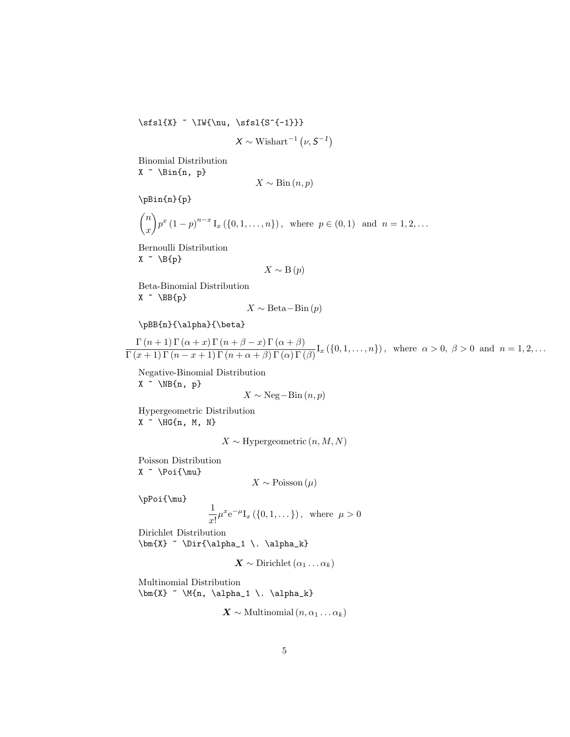```
\sfsl{X} ~ \IW{\nu, \sfsl{S^{-1}}}
```

$$\mathsf{X} \sim \text{Wishart}^{-1}\left(\nu, \mathsf{S^{-1}}\right)$$

Binomial Distribution

```
X ~ \Bin{n, p}
```

$$X \sim \text{Bin}\left(n, p\right)$$

```
\pBin{n}{p}
```

$$\binom{n}{x} p^x \left(1-p\right)^{n-x} \text{I}_x\left(\{0, 1, \ldots, n\}\right), \text{ where } p \in (0,1) \text{ and } n = 1, 2, \ldots$$

Bernoulli Distribution

```
X ~ \B{p}
```

$$X \sim \text{B}\left(p\right)$$

Beta-Binomial Distribution

```
X ~ \BB{p}
```

$$X \sim \text{Beta}-\text{Bin}\left(p\right)$$

```
\pBB{n}{\alpha}{\beta}
```

$$\frac{\Gamma\left(n+1\right)\Gamma\left(\alpha+x\right)\Gamma\left(n+\beta-x\right)\Gamma\left(\alpha+\beta\right)}{\Gamma\left(x+1\right)\Gamma\left(n-x+1\right)\Gamma\left(n+\alpha+\beta\right)\Gamma\left(\alpha\right)\Gamma\left(\beta\right)} \text{I}_x\left(\{0, 1, \ldots, n\}\right), \text{ where } \alpha > 0, \ \beta > 0 \text{ and } n = 1, 2, \ldots$$

Negative-Binomial Distribution

```
X ~ \NB{n, p}
```

$$X \sim \text{Neg}-\text{Bin}\left(n, p\right)$$

Hypergeometric Distribution

```
X ~ \HG{n, M, N}
```

$$X \sim \text{Hypergeometric}\left(n, M, N\right)$$

Poisson Distribution

```
X ~ \Poi{\mu}
```

$$X \sim \text{Poisson}\left(\mu\right)$$

```
\pPoi{\mu}
```

$$\frac{1}{x!}\mu^x \text{e}^{-\mu} \text{I}_x\left(\{0, 1, \ldots\}\right), \text{ where } \mu > 0$$

Dirichlet Distribution

```
\bm{X} ~ \Dir{\alpha_1 \. \alpha_k}
```

$$\boldsymbol{X} \sim \text{Dirichlet}\left(\alpha_1 \ldots \alpha_k\right)$$

Multinomial Distribution

```
\bm{X} ~ \M{n, \alpha_1 \. \alpha_k}
```

$$\boldsymbol{X} \sim \text{Multinomial}\left(n, \alpha_1 \ldots \alpha_k\right)$$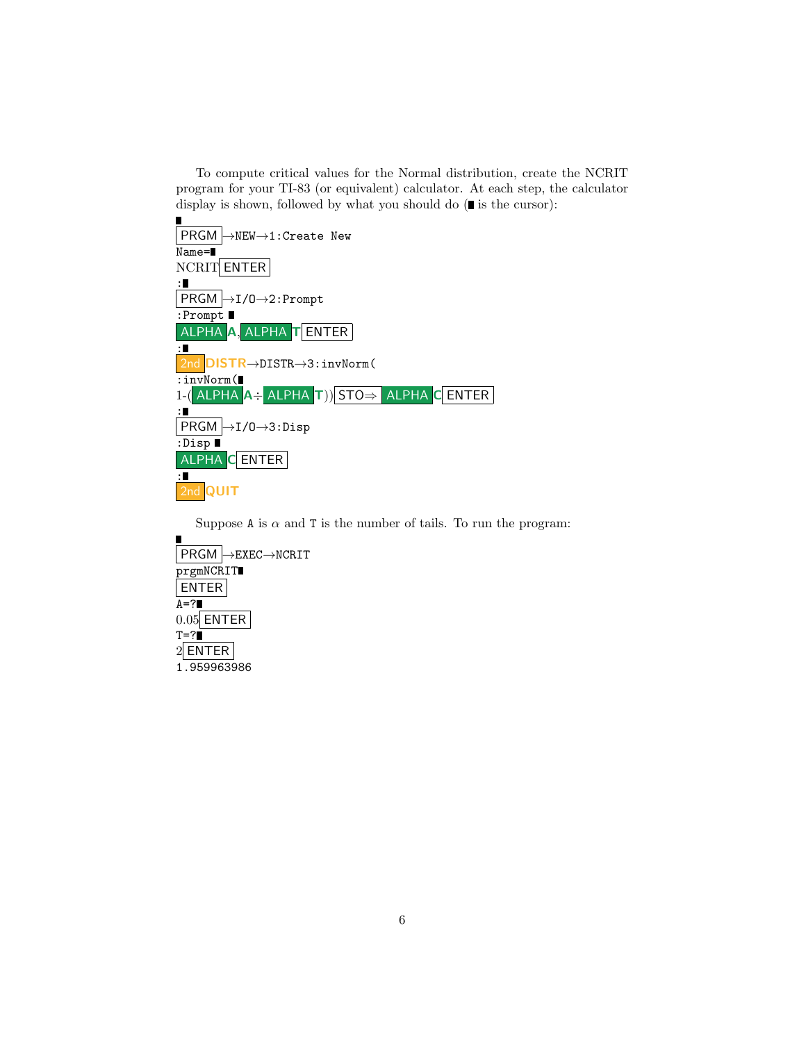To compute critical values for the Normal distribution, create the NCRIT program for your TI-83 (or equivalent) calculator. At each step, the calculator display is shown, followed by what you should do (■ is the cursor):

■

PRGM →NEW→1:Create New

Name=■

NCRIT ENTER

:■

PRGM →I/O→2:Prompt

:Prompt ■

ALPHA A, ALPHA T ENTER

:■

2nd DISTR→DISTR→3:invNorm(

:invNorm(■

1-( ALPHA A÷ ALPHA T)) STO⇒ ALPHA C ENTER

:■

PRGM →I/O→3:Disp

:Disp ■

ALPHA C ENTER

:■

2nd QUIT

Suppose A is $\alpha$ and T is the number of tails. To run the program:

■

PRGM →EXEC→NCRIT

prgmNCRIT■

ENTER

A=?■

0.05 ENTER

T=?■

2 ENTER

1.959963986